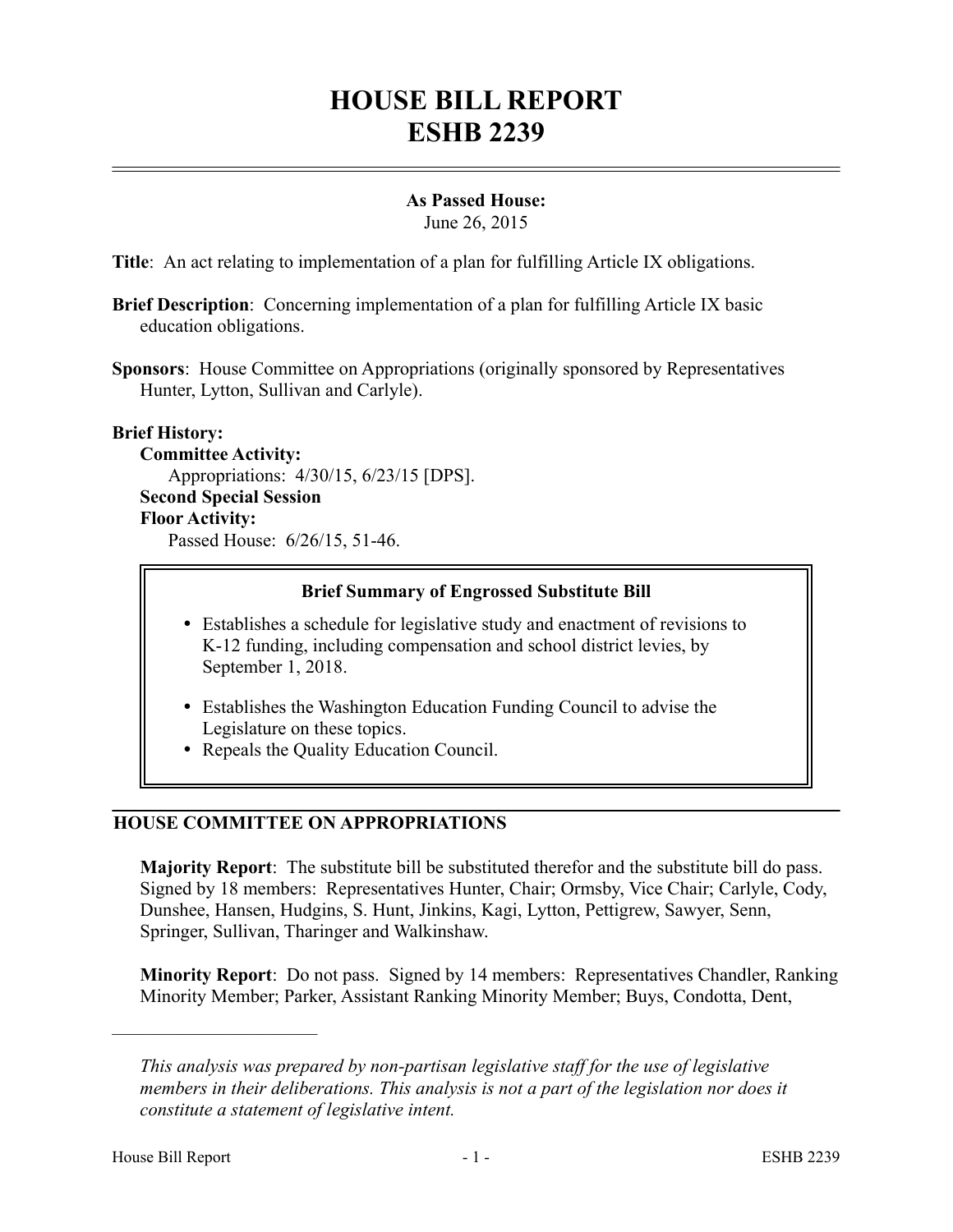# HOUSE BILL REPORT
# ESHB 2239

**As Passed House:**
June 26, 2015

**Title**: An act relating to implementation of a plan for fulfilling Article IX obligations.

**Brief Description**: Concerning implementation of a plan for fulfilling Article IX basic education obligations.

**Sponsors**: House Committee on Appropriations (originally sponsored by Representatives Hunter, Lytton, Sullivan and Carlyle).

**Brief History:**

**Committee Activity:**

Appropriations: 4/30/15, 6/23/15 [DPS].

**Second Special Session**

**Floor Activity:**

Passed House: 6/26/15, 51-46.

> **Brief Summary of Engrossed Substitute Bill**
>
> - Establishes a schedule for legislative study and enactment of revisions to K-12 funding, including compensation and school district levies, by September 1, 2018.
> - Establishes the Washington Education Funding Council to advise the Legislature on these topics.
> - Repeals the Quality Education Council.

## HOUSE COMMITTEE ON APPROPRIATIONS

**Majority Report**: The substitute bill be substituted therefor and the substitute bill do pass. Signed by 18 members: Representatives Hunter, Chair; Ormsby, Vice Chair; Carlyle, Cody, Dunshee, Hansen, Hudgins, S. Hunt, Jinkins, Kagi, Lytton, Pettigrew, Sawyer, Senn, Springer, Sullivan, Tharinger and Walkinshaw.

**Minority Report**: Do not pass. Signed by 14 members: Representatives Chandler, Ranking Minority Member; Parker, Assistant Ranking Minority Member; Buys, Condotta, Dent,

---

*This analysis was prepared by non-partisan legislative staff for the use of legislative members in their deliberations. This analysis is not a part of the legislation nor does it constitute a statement of legislative intent.*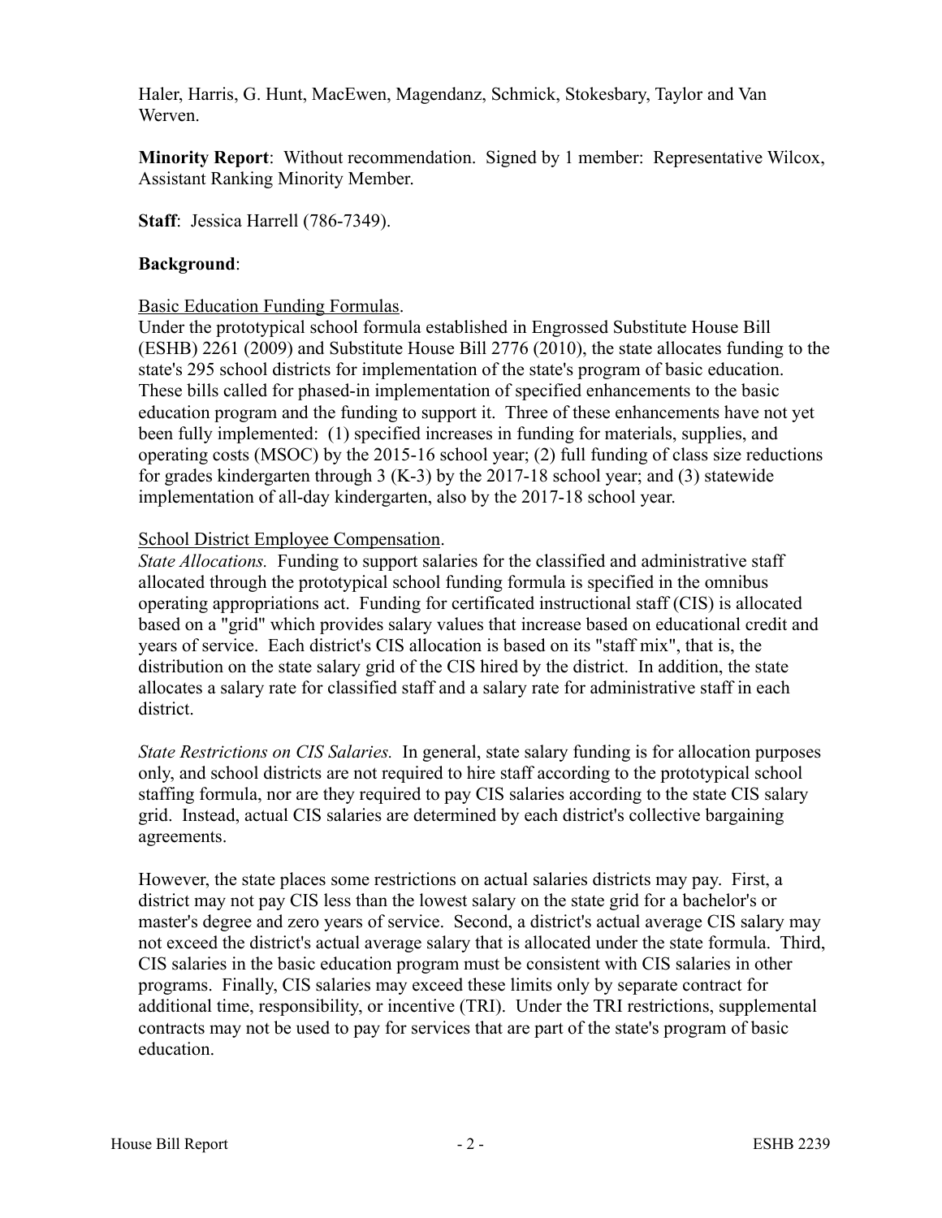Haler, Harris, G. Hunt, MacEwen, Magendanz, Schmick, Stokesbary, Taylor and Van Werven.

**Minority Report**: Without recommendation. Signed by 1 member: Representative Wilcox, Assistant Ranking Minority Member.

**Staff**: Jessica Harrell (786-7349).

**Background**:

Basic Education Funding Formulas.

Under the prototypical school formula established in Engrossed Substitute House Bill (ESHB) 2261 (2009) and Substitute House Bill 2776 (2010), the state allocates funding to the state's 295 school districts for implementation of the state's program of basic education. These bills called for phased-in implementation of specified enhancements to the basic education program and the funding to support it. Three of these enhancements have not yet been fully implemented: (1) specified increases in funding for materials, supplies, and operating costs (MSOC) by the 2015-16 school year; (2) full funding of class size reductions for grades kindergarten through 3 (K-3) by the 2017-18 school year; and (3) statewide implementation of all-day kindergarten, also by the 2017-18 school year.

School District Employee Compensation.

*State Allocations.* Funding to support salaries for the classified and administrative staff allocated through the prototypical school funding formula is specified in the omnibus operating appropriations act. Funding for certificated instructional staff (CIS) is allocated based on a "grid" which provides salary values that increase based on educational credit and years of service. Each district's CIS allocation is based on its "staff mix", that is, the distribution on the state salary grid of the CIS hired by the district. In addition, the state allocates a salary rate for classified staff and a salary rate for administrative staff in each district.

*State Restrictions on CIS Salaries.* In general, state salary funding is for allocation purposes only, and school districts are not required to hire staff according to the prototypical school staffing formula, nor are they required to pay CIS salaries according to the state CIS salary grid. Instead, actual CIS salaries are determined by each district's collective bargaining agreements.

However, the state places some restrictions on actual salaries districts may pay. First, a district may not pay CIS less than the lowest salary on the state grid for a bachelor's or master's degree and zero years of service. Second, a district's actual average CIS salary may not exceed the district's actual average salary that is allocated under the state formula. Third, CIS salaries in the basic education program must be consistent with CIS salaries in other programs. Finally, CIS salaries may exceed these limits only by separate contract for additional time, responsibility, or incentive (TRI). Under the TRI restrictions, supplemental contracts may not be used to pay for services that are part of the state's program of basic education.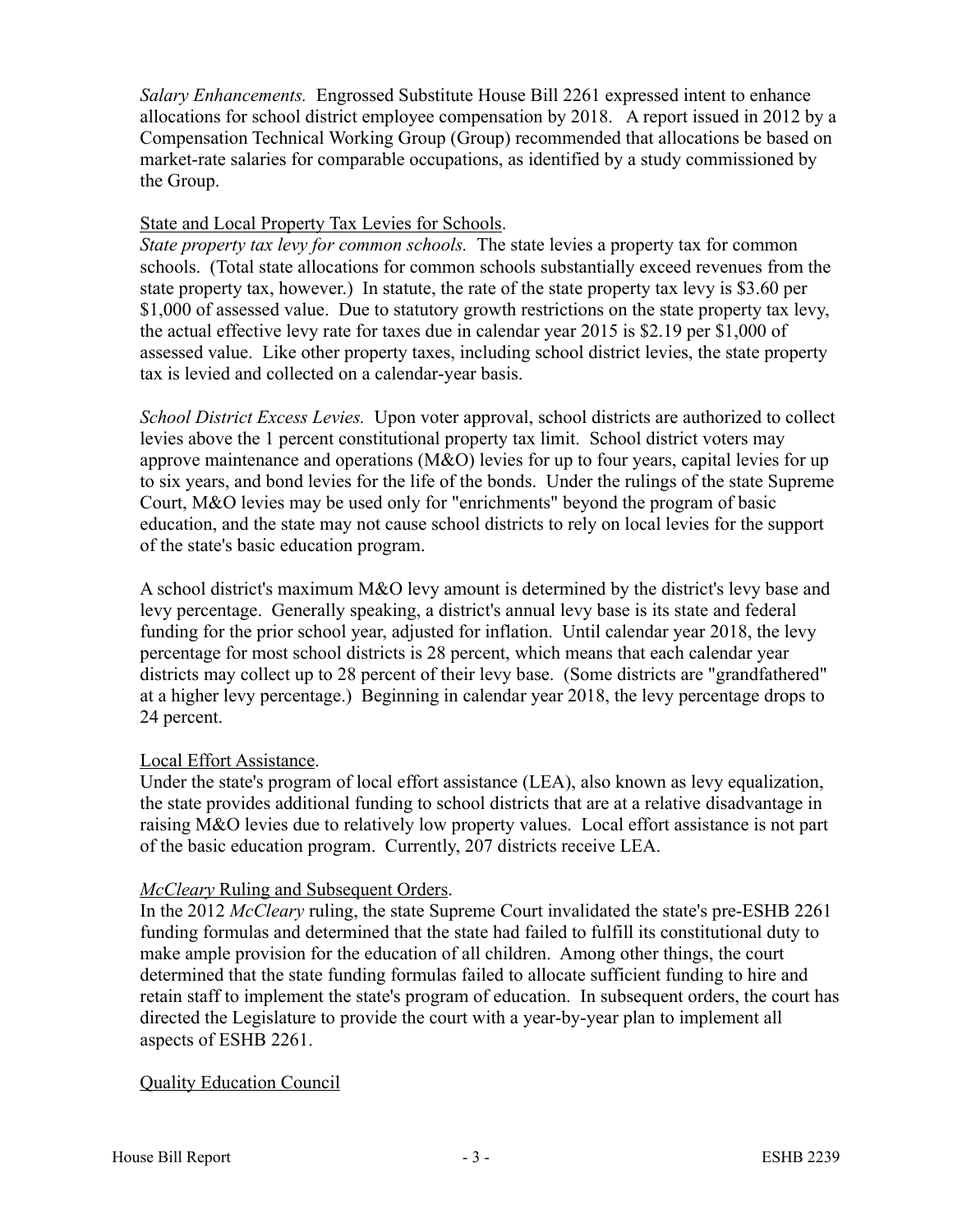*Salary Enhancements.* Engrossed Substitute House Bill 2261 expressed intent to enhance allocations for school district employee compensation by 2018. A report issued in 2012 by a Compensation Technical Working Group (Group) recommended that allocations be based on market-rate salaries for comparable occupations, as identified by a study commissioned by the Group.

<u>State and Local Property Tax Levies for Schools</u>.

*State property tax levy for common schools.* The state levies a property tax for common schools. (Total state allocations for common schools substantially exceed revenues from the state property tax, however.) In statute, the rate of the state property tax levy is $3.60 per $1,000 of assessed value. Due to statutory growth restrictions on the state property tax levy, the actual effective levy rate for taxes due in calendar year 2015 is $2.19 per $1,000 of assessed value. Like other property taxes, including school district levies, the state property tax is levied and collected on a calendar-year basis.

*School District Excess Levies.* Upon voter approval, school districts are authorized to collect levies above the 1 percent constitutional property tax limit. School district voters may approve maintenance and operations (M&O) levies for up to four years, capital levies for up to six years, and bond levies for the life of the bonds. Under the rulings of the state Supreme Court, M&O levies may be used only for "enrichments" beyond the program of basic education, and the state may not cause school districts to rely on local levies for the support of the state's basic education program.

A school district's maximum M&O levy amount is determined by the district's levy base and levy percentage. Generally speaking, a district's annual levy base is its state and federal funding for the prior school year, adjusted for inflation. Until calendar year 2018, the levy percentage for most school districts is 28 percent, which means that each calendar year districts may collect up to 28 percent of their levy base. (Some districts are "grandfathered" at a higher levy percentage.) Beginning in calendar year 2018, the levy percentage drops to 24 percent.

<u>Local Effort Assistance</u>.

Under the state's program of local effort assistance (LEA), also known as levy equalization, the state provides additional funding to school districts that are at a relative disadvantage in raising M&O levies due to relatively low property values. Local effort assistance is not part of the basic education program. Currently, 207 districts receive LEA.

<u>*McCleary* Ruling and Subsequent Orders</u>.

In the 2012 *McCleary* ruling, the state Supreme Court invalidated the state's pre-ESHB 2261 funding formulas and determined that the state had failed to fulfill its constitutional duty to make ample provision for the education of all children. Among other things, the court determined that the state funding formulas failed to allocate sufficient funding to hire and retain staff to implement the state's program of education. In subsequent orders, the court has directed the Legislature to provide the court with a year-by-year plan to implement all aspects of ESHB 2261.

<u>Quality Education Council</u>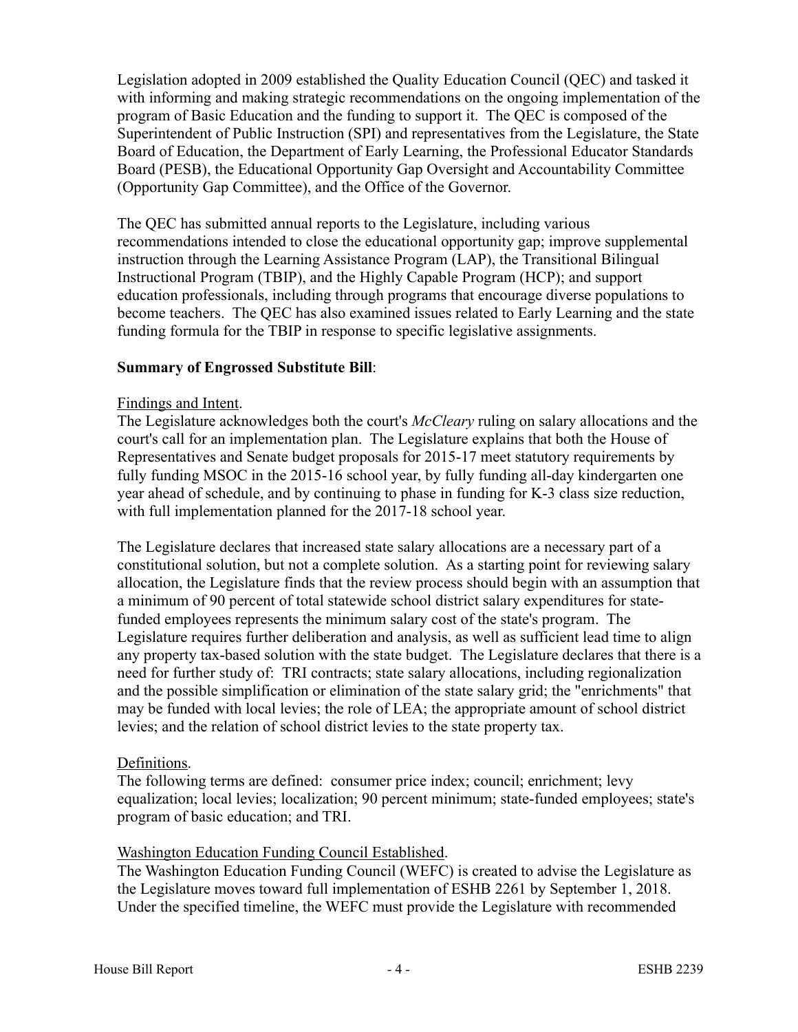Legislation adopted in 2009 established the Quality Education Council (QEC) and tasked it with informing and making strategic recommendations on the ongoing implementation of the program of Basic Education and the funding to support it. The QEC is composed of the Superintendent of Public Instruction (SPI) and representatives from the Legislature, the State Board of Education, the Department of Early Learning, the Professional Educator Standards Board (PESB), the Educational Opportunity Gap Oversight and Accountability Committee (Opportunity Gap Committee), and the Office of the Governor.

The QEC has submitted annual reports to the Legislature, including various recommendations intended to close the educational opportunity gap; improve supplemental instruction through the Learning Assistance Program (LAP), the Transitional Bilingual Instructional Program (TBIP), and the Highly Capable Program (HCP); and support education professionals, including through programs that encourage diverse populations to become teachers. The QEC has also examined issues related to Early Learning and the state funding formula for the TBIP in response to specific legislative assignments.

**Summary of Engrossed Substitute Bill**:

Findings and Intent.
The Legislature acknowledges both the court's *McCleary* ruling on salary allocations and the court's call for an implementation plan. The Legislature explains that both the House of Representatives and Senate budget proposals for 2015-17 meet statutory requirements by fully funding MSOC in the 2015-16 school year, by fully funding all-day kindergarten one year ahead of schedule, and by continuing to phase in funding for K-3 class size reduction, with full implementation planned for the 2017-18 school year.

The Legislature declares that increased state salary allocations are a necessary part of a constitutional solution, but not a complete solution. As a starting point for reviewing salary allocation, the Legislature finds that the review process should begin with an assumption that a minimum of 90 percent of total statewide school district salary expenditures for state-funded employees represents the minimum salary cost of the state's program. The Legislature requires further deliberation and analysis, as well as sufficient lead time to align any property tax-based solution with the state budget. The Legislature declares that there is a need for further study of: TRI contracts; state salary allocations, including regionalization and the possible simplification or elimination of the state salary grid; the "enrichments" that may be funded with local levies; the role of LEA; the appropriate amount of school district levies; and the relation of school district levies to the state property tax.

Definitions.
The following terms are defined: consumer price index; council; enrichment; levy equalization; local levies; localization; 90 percent minimum; state-funded employees; state's program of basic education; and TRI.

Washington Education Funding Council Established.
The Washington Education Funding Council (WEFC) is created to advise the Legislature as the Legislature moves toward full implementation of ESHB 2261 by September 1, 2018. Under the specified timeline, the WEFC must provide the Legislature with recommended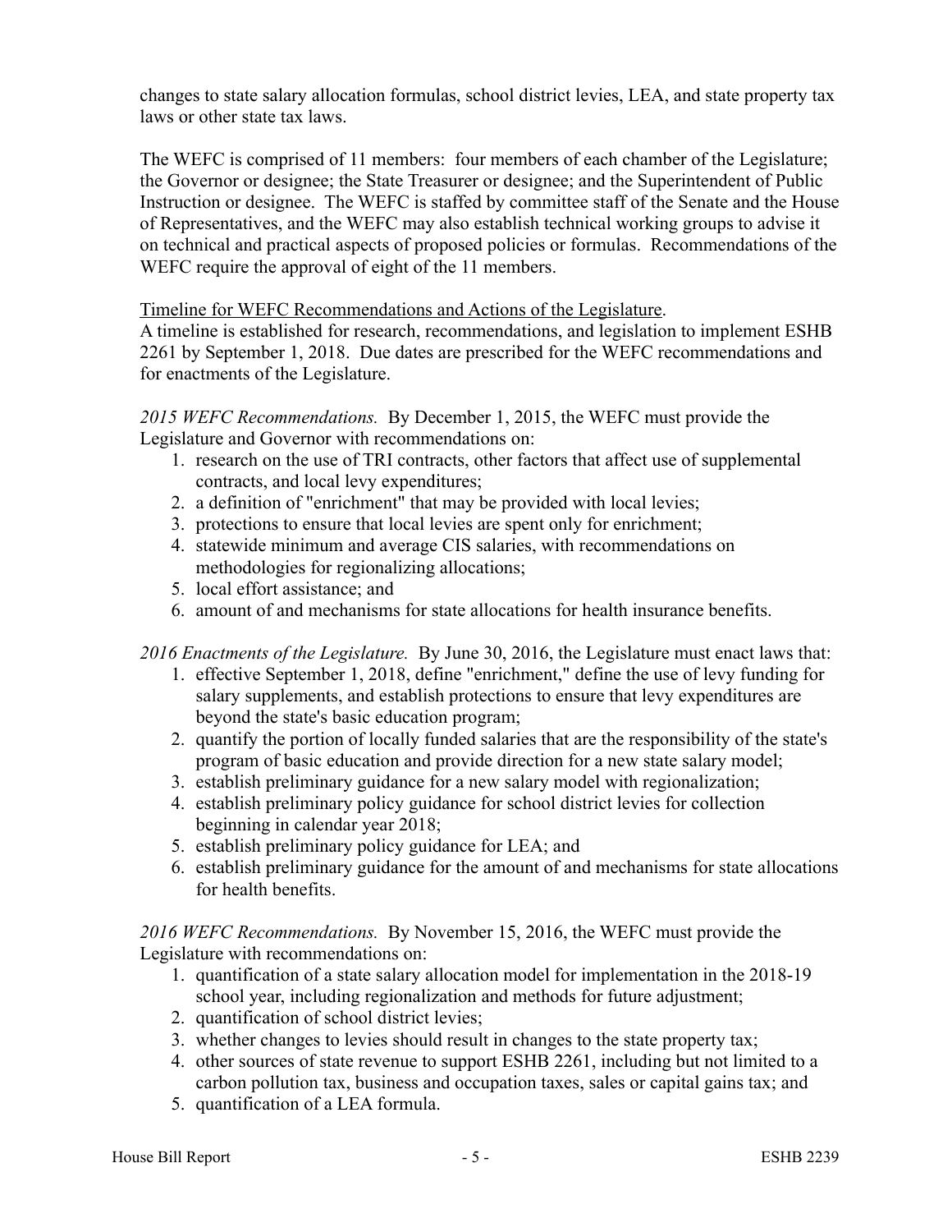changes to state salary allocation formulas, school district levies, LEA, and state property tax laws or other state tax laws.

The WEFC is comprised of 11 members: four members of each chamber of the Legislature; the Governor or designee; the State Treasurer or designee; and the Superintendent of Public Instruction or designee. The WEFC is staffed by committee staff of the Senate and the House of Representatives, and the WEFC may also establish technical working groups to advise it on technical and practical aspects of proposed policies or formulas. Recommendations of the WEFC require the approval of eight of the 11 members.

Timeline for WEFC Recommendations and Actions of the Legislature.
A timeline is established for research, recommendations, and legislation to implement ESHB 2261 by September 1, 2018. Due dates are prescribed for the WEFC recommendations and for enactments of the Legislature.

*2015 WEFC Recommendations.* By December 1, 2015, the WEFC must provide the Legislature and Governor with recommendations on:

1. research on the use of TRI contracts, other factors that affect use of supplemental contracts, and local levy expenditures;
2. a definition of "enrichment" that may be provided with local levies;
3. protections to ensure that local levies are spent only for enrichment;
4. statewide minimum and average CIS salaries, with recommendations on methodologies for regionalizing allocations;
5. local effort assistance; and
6. amount of and mechanisms for state allocations for health insurance benefits.

*2016 Enactments of the Legislature.* By June 30, 2016, the Legislature must enact laws that:

1. effective September 1, 2018, define "enrichment," define the use of levy funding for salary supplements, and establish protections to ensure that levy expenditures are beyond the state's basic education program;
2. quantify the portion of locally funded salaries that are the responsibility of the state's program of basic education and provide direction for a new state salary model;
3. establish preliminary guidance for a new salary model with regionalization;
4. establish preliminary policy guidance for school district levies for collection beginning in calendar year 2018;
5. establish preliminary policy guidance for LEA; and
6. establish preliminary guidance for the amount of and mechanisms for state allocations for health benefits.

*2016 WEFC Recommendations.* By November 15, 2016, the WEFC must provide the Legislature with recommendations on:

1. quantification of a state salary allocation model for implementation in the 2018-19 school year, including regionalization and methods for future adjustment;
2. quantification of school district levies;
3. whether changes to levies should result in changes to the state property tax;
4. other sources of state revenue to support ESHB 2261, including but not limited to a carbon pollution tax, business and occupation taxes, sales or capital gains tax; and
5. quantification of a LEA formula.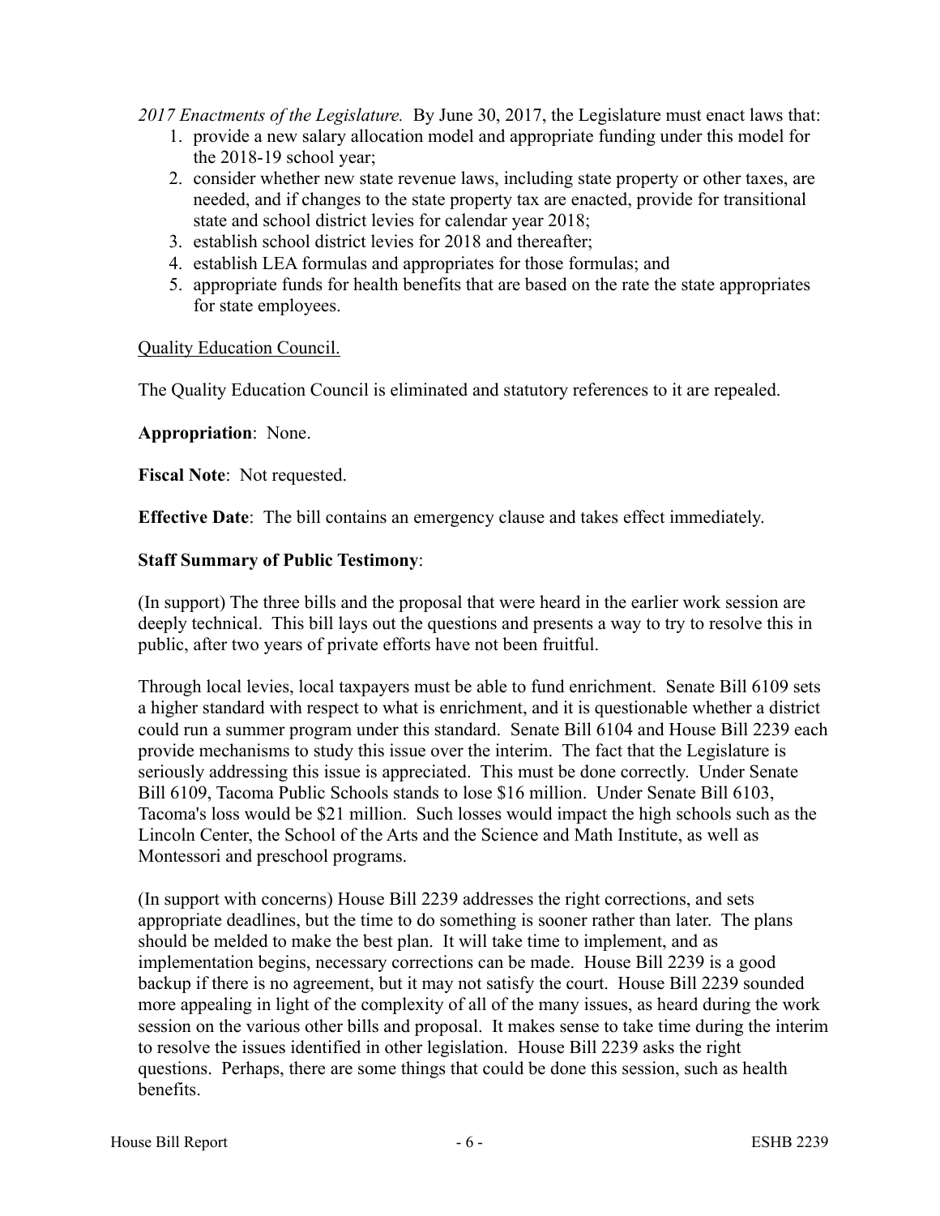*2017 Enactments of the Legislature.* By June 30, 2017, the Legislature must enact laws that:

1. provide a new salary allocation model and appropriate funding under this model for the 2018-19 school year;
2. consider whether new state revenue laws, including state property or other taxes, are needed, and if changes to the state property tax are enacted, provide for transitional state and school district levies for calendar year 2018;
3. establish school district levies for 2018 and thereafter;
4. establish LEA formulas and appropriates for those formulas; and
5. appropriate funds for health benefits that are based on the rate the state appropriates for state employees.

Quality Education Council.

The Quality Education Council is eliminated and statutory references to it are repealed.

**Appropriation**: None.

**Fiscal Note**: Not requested.

**Effective Date**: The bill contains an emergency clause and takes effect immediately.

**Staff Summary of Public Testimony**:

(In support) The three bills and the proposal that were heard in the earlier work session are deeply technical. This bill lays out the questions and presents a way to try to resolve this in public, after two years of private efforts have not been fruitful.

Through local levies, local taxpayers must be able to fund enrichment. Senate Bill 6109 sets a higher standard with respect to what is enrichment, and it is questionable whether a district could run a summer program under this standard. Senate Bill 6104 and House Bill 2239 each provide mechanisms to study this issue over the interim. The fact that the Legislature is seriously addressing this issue is appreciated. This must be done correctly. Under Senate Bill 6109, Tacoma Public Schools stands to lose $16 million. Under Senate Bill 6103, Tacoma's loss would be $21 million. Such losses would impact the high schools such as the Lincoln Center, the School of the Arts and the Science and Math Institute, as well as Montessori and preschool programs.

(In support with concerns) House Bill 2239 addresses the right corrections, and sets appropriate deadlines, but the time to do something is sooner rather than later. The plans should be melded to make the best plan. It will take time to implement, and as implementation begins, necessary corrections can be made. House Bill 2239 is a good backup if there is no agreement, but it may not satisfy the court. House Bill 2239 sounded more appealing in light of the complexity of all of the many issues, as heard during the work session on the various other bills and proposal. It makes sense to take time during the interim to resolve the issues identified in other legislation. House Bill 2239 asks the right questions. Perhaps, there are some things that could be done this session, such as health benefits.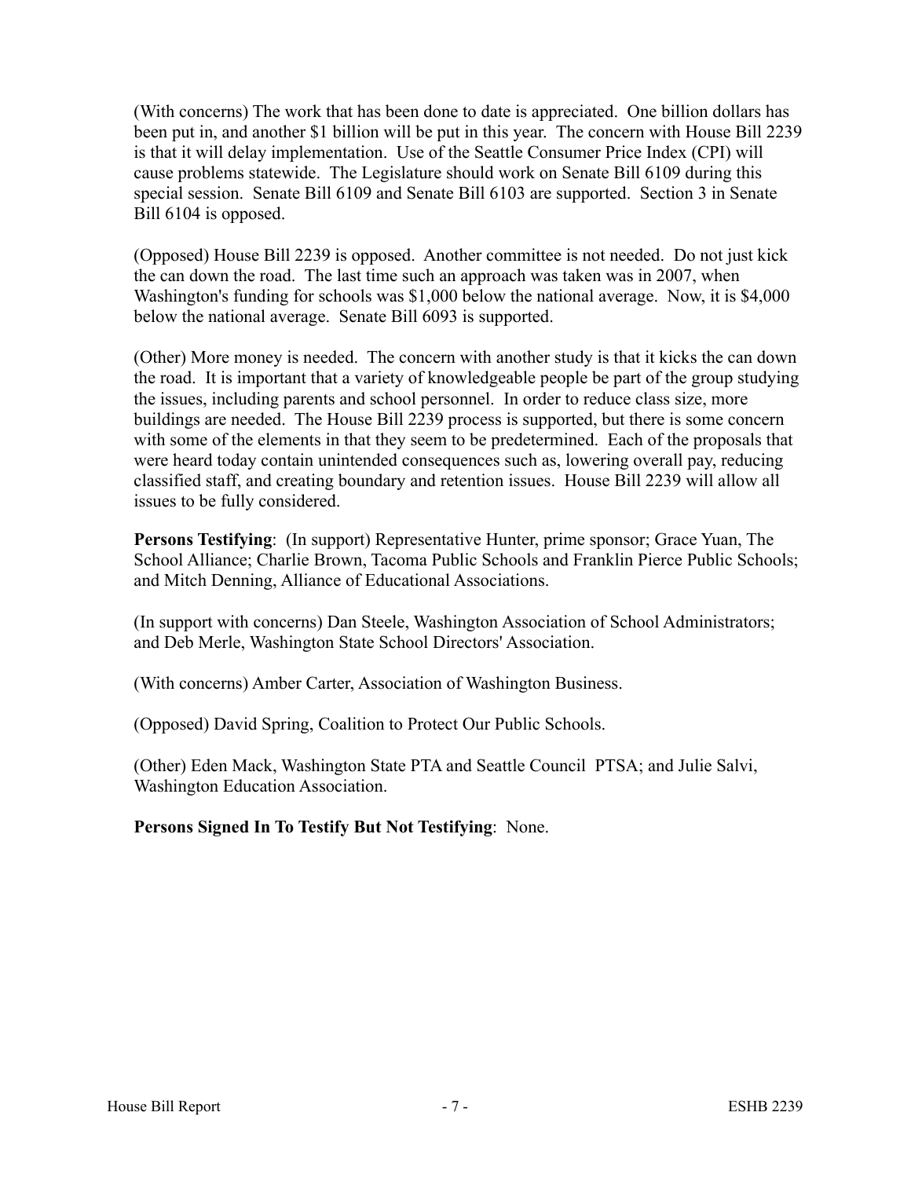(With concerns) The work that has been done to date is appreciated. One billion dollars has been put in, and another $1 billion will be put in this year. The concern with House Bill 2239 is that it will delay implementation. Use of the Seattle Consumer Price Index (CPI) will cause problems statewide. The Legislature should work on Senate Bill 6109 during this special session. Senate Bill 6109 and Senate Bill 6103 are supported. Section 3 in Senate Bill 6104 is opposed.

(Opposed) House Bill 2239 is opposed. Another committee is not needed. Do not just kick the can down the road. The last time such an approach was taken was in 2007, when Washington's funding for schools was $1,000 below the national average. Now, it is $4,000 below the national average. Senate Bill 6093 is supported.

(Other) More money is needed. The concern with another study is that it kicks the can down the road. It is important that a variety of knowledgeable people be part of the group studying the issues, including parents and school personnel. In order to reduce class size, more buildings are needed. The House Bill 2239 process is supported, but there is some concern with some of the elements in that they seem to be predetermined. Each of the proposals that were heard today contain unintended consequences such as, lowering overall pay, reducing classified staff, and creating boundary and retention issues. House Bill 2239 will allow all issues to be fully considered.

**Persons Testifying**: (In support) Representative Hunter, prime sponsor; Grace Yuan, The School Alliance; Charlie Brown, Tacoma Public Schools and Franklin Pierce Public Schools; and Mitch Denning, Alliance of Educational Associations.

(In support with concerns) Dan Steele, Washington Association of School Administrators; and Deb Merle, Washington State School Directors' Association.

(With concerns) Amber Carter, Association of Washington Business.

(Opposed) David Spring, Coalition to Protect Our Public Schools.

(Other) Eden Mack, Washington State PTA and Seattle Council PTSA; and Julie Salvi, Washington Education Association.

**Persons Signed In To Testify But Not Testifying**: None.